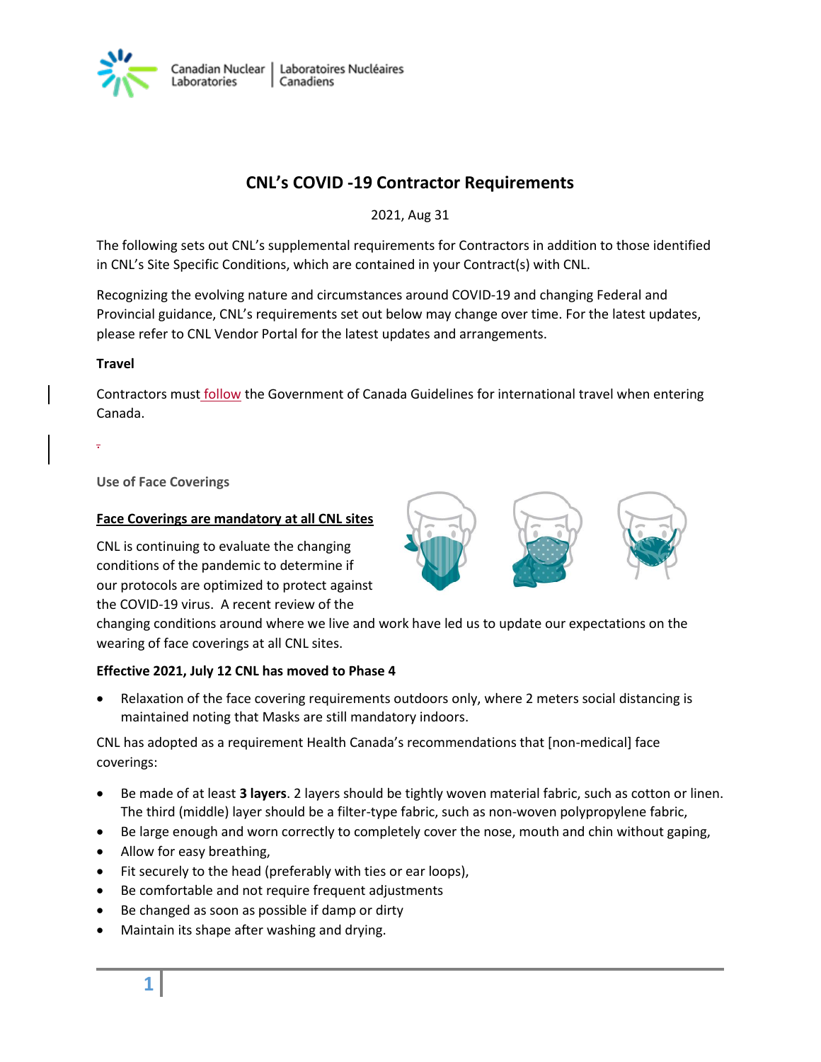# CNL's COVID -19 Contractor Requirements

2021, Aug 31

The following sets out CNL's supplemental requirements for Contractors in addition to those identified in CNL's Site Specific Conditions, which are contained in your Contract(s) with CNL.

Recognizing the evolving nature and circumstances around COVID-19 and changing Federal and Provincial guidance, CNL's requirements set out below may change over time. For the latest updates, please refer to CNL Vendor Portal for the latest updates and arrangements.

**Travel**

Contractors must follow the Government of Canada Guidelines for international travel when entering Canada.

## Use of Face Coverings

**Face Coverings are mandatory at all CNL sites**

CNL is continuing to evaluate the changing conditions of the pandemic to determine if our protocols are optimized to protect against the COVID-19 virus. A recent review of the changing conditions around where we live and work have led us to update our expectations on the wearing of face coverings at all CNL sites.

**Effective 2021, July 12 CNL has moved to Phase 4**

- Relaxation of the face covering requirements outdoors only, where 2 meters social distancing is maintained noting that Masks are still mandatory indoors.

CNL has adopted as a requirement Health Canada's recommendations that [non-medical] face coverings:

- Be made of at least **3 layers**. 2 layers should be tightly woven material fabric, such as cotton or linen. The third (middle) layer should be a filter-type fabric, such as non-woven polypropylene fabric,
- Be large enough and worn correctly to completely cover the nose, mouth and chin without gaping,
- Allow for easy breathing,
- Fit securely to the head (preferably with ties or ear loops),
- Be comfortable and not require frequent adjustments
- Be changed as soon as possible if damp or dirty
- Maintain its shape after washing and drying.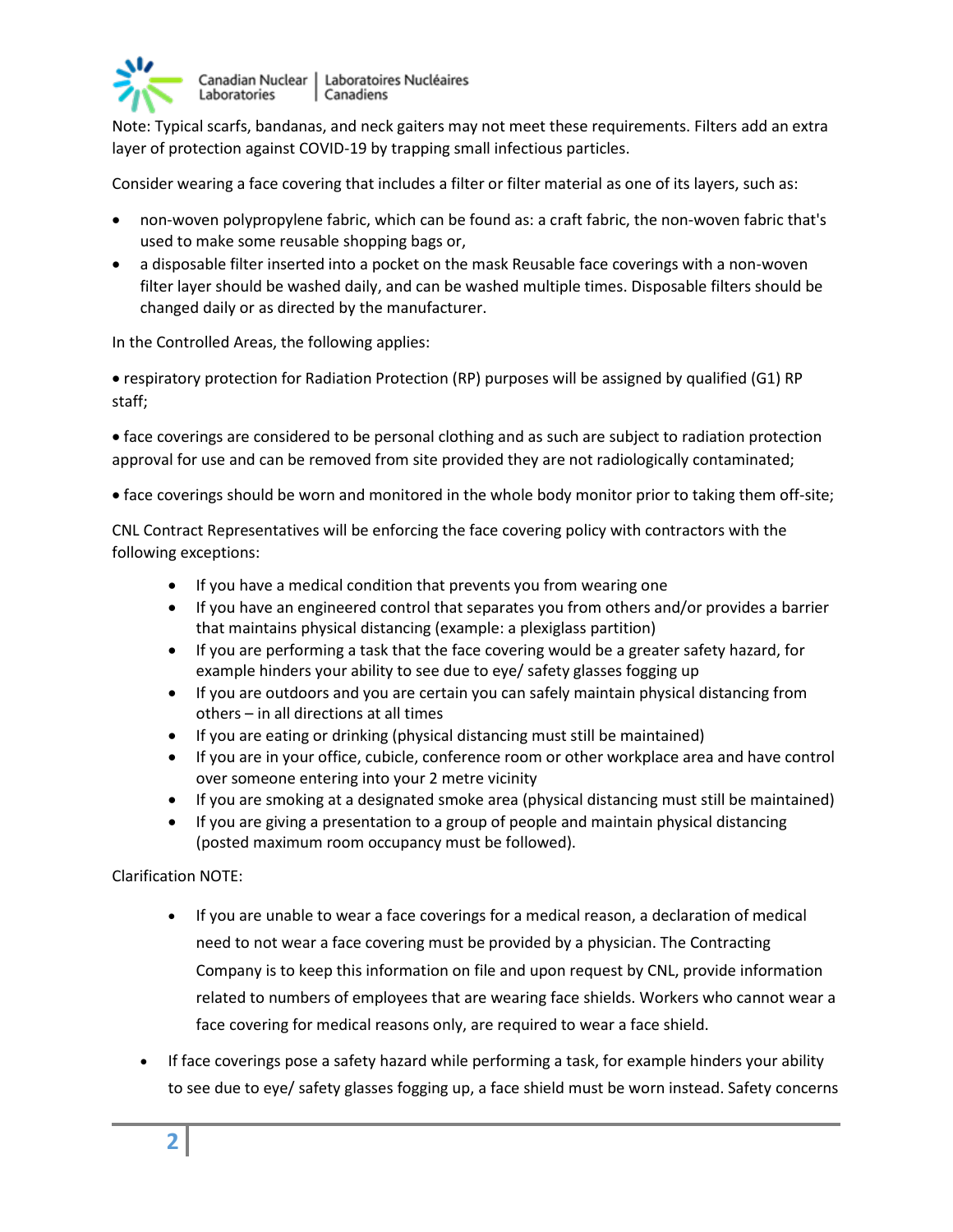Note: Typical scarfs, bandanas, and neck gaiters may not meet these requirements. Filters add an extra layer of protection against COVID-19 by trapping small infectious particles.

Consider wearing a face covering that includes a filter or filter material as one of its layers, such as:

- non-woven polypropylene fabric, which can be found as: a craft fabric, the non-woven fabric that's used to make some reusable shopping bags or,
- a disposable filter inserted into a pocket on the mask Reusable face coverings with a non-woven filter layer should be washed daily, and can be washed multiple times. Disposable filters should be changed daily or as directed by the manufacturer.

In the Controlled Areas, the following applies:

- respiratory protection for Radiation Protection (RP) purposes will be assigned by qualified (G1) RP staff;
- face coverings are considered to be personal clothing and as such are subject to radiation protection approval for use and can be removed from site provided they are not radiologically contaminated;
- face coverings should be worn and monitored in the whole body monitor prior to taking them off-site;

CNL Contract Representatives will be enforcing the face covering policy with contractors with the following exceptions:

- If you have a medical condition that prevents you from wearing one
- If you have an engineered control that separates you from others and/or provides a barrier that maintains physical distancing (example: a plexiglass partition)
- If you are performing a task that the face covering would be a greater safety hazard, for example hinders your ability to see due to eye/ safety glasses fogging up
- If you are outdoors and you are certain you can safely maintain physical distancing from others – in all directions at all times
- If you are eating or drinking (physical distancing must still be maintained)
- If you are in your office, cubicle, conference room or other workplace area and have control over someone entering into your 2 metre vicinity
- If you are smoking at a designated smoke area (physical distancing must still be maintained)
- If you are giving a presentation to a group of people and maintain physical distancing (posted maximum room occupancy must be followed).

Clarification NOTE:

- If you are unable to wear a face coverings for a medical reason, a declaration of medical need to not wear a face covering must be provided by a physician. The Contracting Company is to keep this information on file and upon request by CNL, provide information related to numbers of employees that are wearing face shields. Workers who cannot wear a face covering for medical reasons only, are required to wear a face shield.

- If face coverings pose a safety hazard while performing a task, for example hinders your ability to see due to eye/ safety glasses fogging up, a face shield must be worn instead. Safety concerns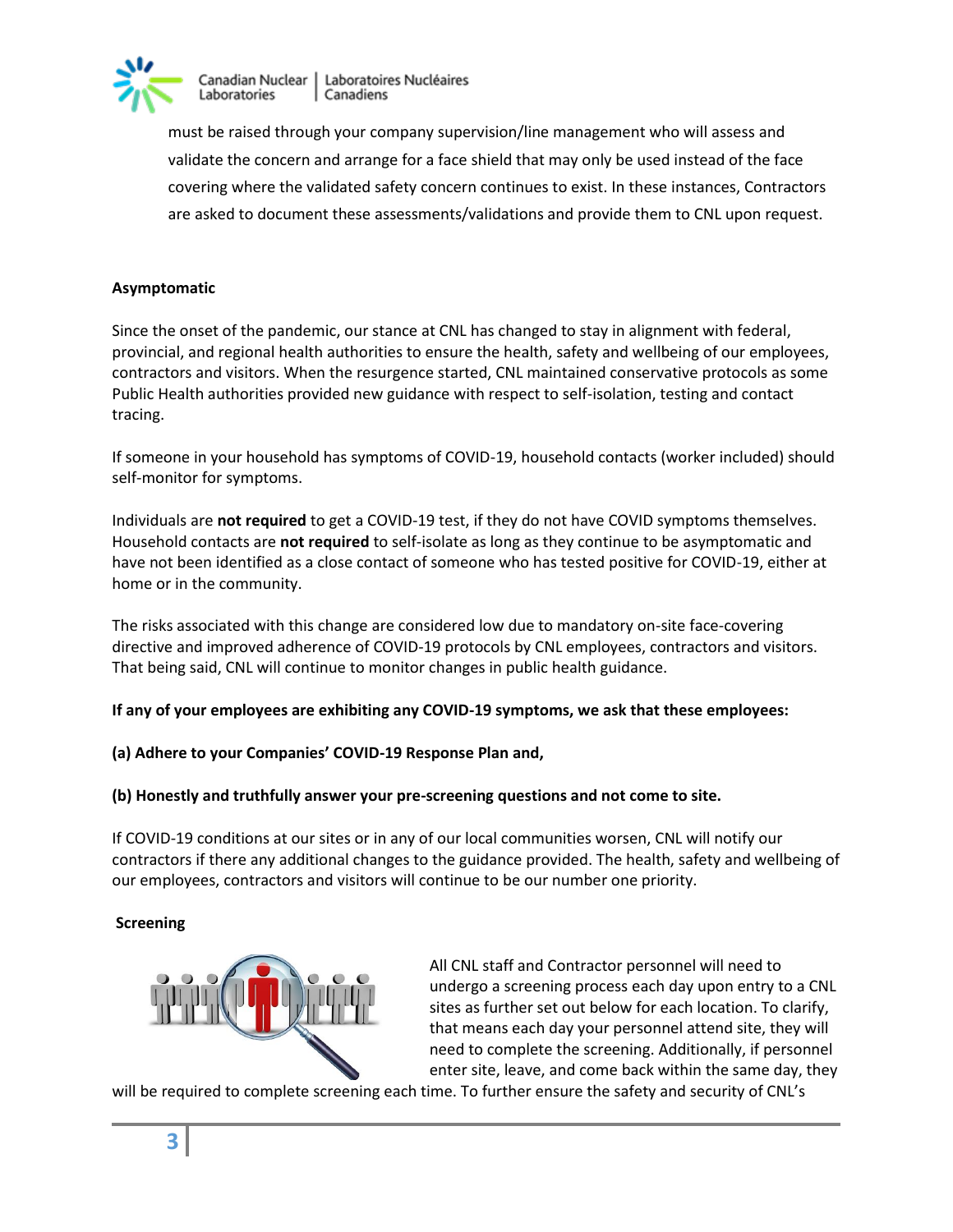must be raised through your company supervision/line management who will assess and validate the concern and arrange for a face shield that may only be used instead of the face covering where the validated safety concern continues to exist. In these instances, Contractors are asked to document these assessments/validations and provide them to CNL upon request.

**Asymptomatic**

Since the onset of the pandemic, our stance at CNL has changed to stay in alignment with federal, provincial, and regional health authorities to ensure the health, safety and wellbeing of our employees, contractors and visitors. When the resurgence started, CNL maintained conservative protocols as some Public Health authorities provided new guidance with respect to self-isolation, testing and contact tracing.

If someone in your household has symptoms of COVID-19, household contacts (worker included) should self-monitor for symptoms.

Individuals are **not required** to get a COVID-19 test, if they do not have COVID symptoms themselves. Household contacts are **not required** to self-isolate as long as they continue to be asymptomatic and have not been identified as a close contact of someone who has tested positive for COVID-19, either at home or in the community.

The risks associated with this change are considered low due to mandatory on-site face-covering directive and improved adherence of COVID-19 protocols by CNL employees, contractors and visitors. That being said, CNL will continue to monitor changes in public health guidance.

**If any of your employees are exhibiting any COVID-19 symptoms, we ask that these employees:**

**(a) Adhere to your Companies' COVID-19 Response Plan and,**

**(b) Honestly and truthfully answer your pre-screening questions and not come to site.**

If COVID-19 conditions at our sites or in any of our local communities worsen, CNL will notify our contractors if there any additional changes to the guidance provided. The health, safety and wellbeing of our employees, contractors and visitors will continue to be our number one priority.

**Screening**

All CNL staff and Contractor personnel will need to undergo a screening process each day upon entry to a CNL sites as further set out below for each location. To clarify, that means each day your personnel attend site, they will need to complete the screening. Additionally, if personnel enter site, leave, and come back within the same day, they will be required to complete screening each time. To further ensure the safety and security of CNL's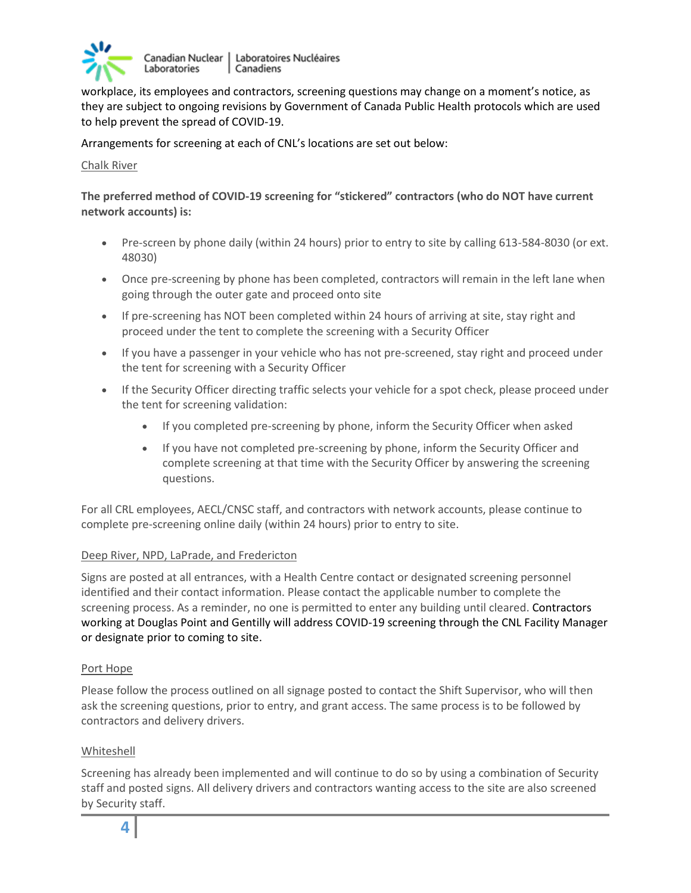workplace, its employees and contractors, screening questions may change on a moment's notice, as they are subject to ongoing revisions by Government of Canada Public Health protocols which are used to help prevent the spread of COVID-19.

Arrangements for screening at each of CNL's locations are set out below:

Chalk River

**The preferred method of COVID-19 screening for "stickered" contractors (who do NOT have current network accounts) is:**

- Pre-screen by phone daily (within 24 hours) prior to entry to site by calling 613-584-8030 (or ext. 48030)
- Once pre-screening by phone has been completed, contractors will remain in the left lane when going through the outer gate and proceed onto site
- If pre-screening has NOT been completed within 24 hours of arriving at site, stay right and proceed under the tent to complete the screening with a Security Officer
- If you have a passenger in your vehicle who has not pre-screened, stay right and proceed under the tent for screening with a Security Officer
- If the Security Officer directing traffic selects your vehicle for a spot check, please proceed under the tent for screening validation:
    - If you completed pre-screening by phone, inform the Security Officer when asked
    - If you have not completed pre-screening by phone, inform the Security Officer and complete screening at that time with the Security Officer by answering the screening questions.

For all CRL employees, AECL/CNSC staff, and contractors with network accounts, please continue to complete pre-screening online daily (within 24 hours) prior to entry to site.

Deep River, NPD, LaPrade, and Fredericton

Signs are posted at all entrances, with a Health Centre contact or designated screening personnel identified and their contact information. Please contact the applicable number to complete the screening process. As a reminder, no one is permitted to enter any building until cleared. Contractors working at Douglas Point and Gentilly will address COVID-19 screening through the CNL Facility Manager or designate prior to coming to site.

Port Hope

Please follow the process outlined on all signage posted to contact the Shift Supervisor, who will then ask the screening questions, prior to entry, and grant access. The same process is to be followed by contractors and delivery drivers.

Whiteshell

Screening has already been implemented and will continue to do so by using a combination of Security staff and posted signs. All delivery drivers and contractors wanting access to the site are also screened by Security staff.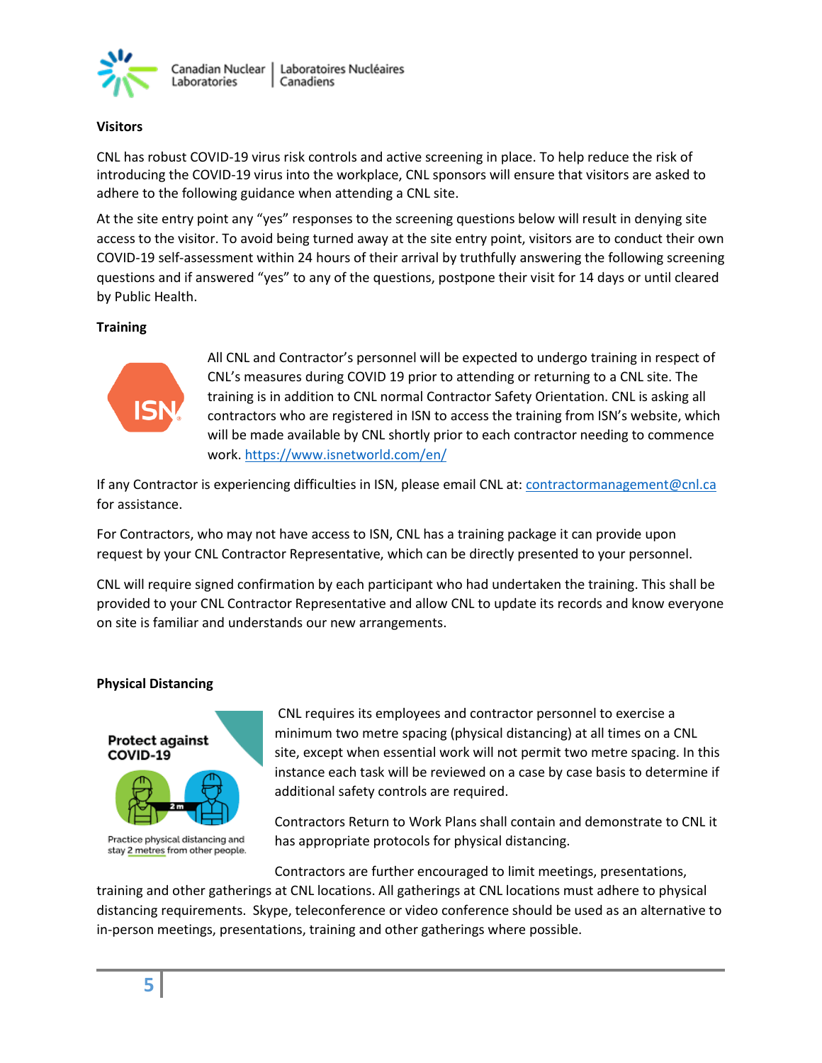### Visitors

CNL has robust COVID-19 virus risk controls and active screening in place. To help reduce the risk of introducing the COVID-19 virus into the workplace, CNL sponsors will ensure that visitors are asked to adhere to the following guidance when attending a CNL site.

At the site entry point any "yes" responses to the screening questions below will result in denying site access to the visitor. To avoid being turned away at the site entry point, visitors are to conduct their own COVID-19 self-assessment within 24 hours of their arrival by truthfully answering the following screening questions and if answered "yes" to any of the questions, postpone their visit for 14 days or until cleared by Public Health.

### Training

All CNL and Contractor's personnel will be expected to undergo training in respect of CNL's measures during COVID 19 prior to attending or returning to a CNL site. The training is in addition to CNL normal Contractor Safety Orientation. CNL is asking all contractors who are registered in ISN to access the training from ISN's website, which will be made available by CNL shortly prior to each contractor needing to commence work. https://www.isnetworld.com/en/

If any Contractor is experiencing difficulties in ISN, please email CNL at: contractormanagement@cnl.ca for assistance.

For Contractors, who may not have access to ISN, CNL has a training package it can provide upon request by your CNL Contractor Representative, which can be directly presented to your personnel.

CNL will require signed confirmation by each participant who had undertaken the training. This shall be provided to your CNL Contractor Representative and allow CNL to update its records and know everyone on site is familiar and understands our new arrangements.

### Physical Distancing

Protect against COVID-19

Practice physical distancing and stay 2 metres from other people.

CNL requires its employees and contractor personnel to exercise a minimum two metre spacing (physical distancing) at all times on a CNL site, except when essential work will not permit two metre spacing. In this instance each task will be reviewed on a case by case basis to determine if additional safety controls are required.

Contractors Return to Work Plans shall contain and demonstrate to CNL it has appropriate protocols for physical distancing.

Contractors are further encouraged to limit meetings, presentations, training and other gatherings at CNL locations. All gatherings at CNL locations must adhere to physical distancing requirements. Skype, teleconference or video conference should be used as an alternative to in-person meetings, presentations, training and other gatherings where possible.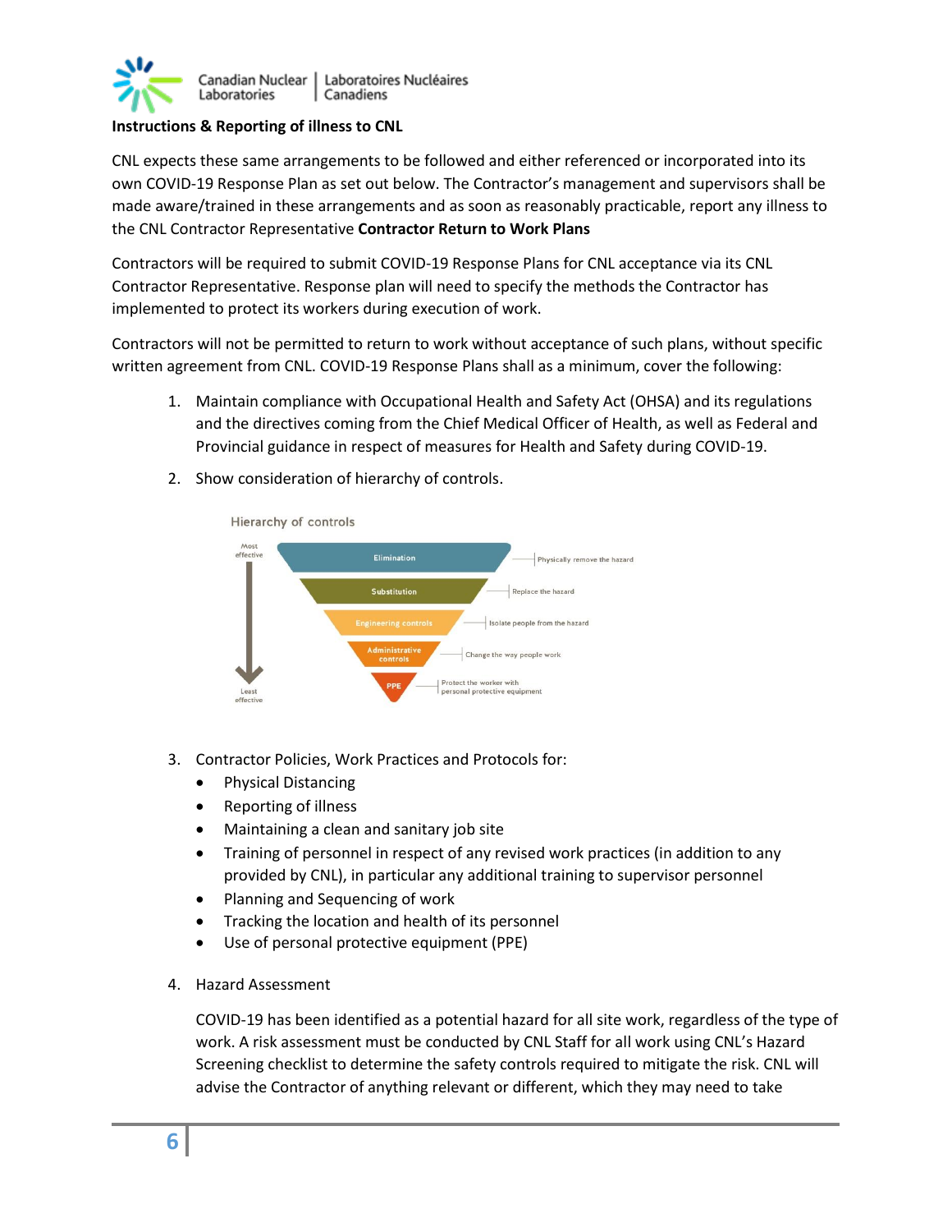**Instructions & Reporting of illness to CNL**

CNL expects these same arrangements to be followed and either referenced or incorporated into its own COVID-19 Response Plan as set out below. The Contractor's management and supervisors shall be made aware/trained in these arrangements and as soon as reasonably practicable, report any illness to the CNL Contractor Representative **Contractor Return to Work Plans**

Contractors will be required to submit COVID-19 Response Plans for CNL acceptance via its CNL Contractor Representative. Response plan will need to specify the methods the Contractor has implemented to protect its workers during execution of work.

Contractors will not be permitted to return to work without acceptance of such plans, without specific written agreement from CNL. COVID-19 Response Plans shall as a minimum, cover the following:

1. Maintain compliance with Occupational Health and Safety Act (OHSA) and its regulations and the directives coming from the Chief Medical Officer of Health, as well as Federal and Provincial guidance in respect of measures for Health and Safety during COVID-19.
2. Show consideration of hierarchy of controls.

   Hierarchy of controls

   | Control (Most effective → Least effective) | Description |
   |---|---|
   | Elimination | Physically remove the hazard |
   | Substitution | Replace the hazard |
   | Engineering controls | Isolate people from the hazard |
   | Administrative controls | Change the way people work |
   | PPE | Protect the worker with personal protective equipment |

3. Contractor Policies, Work Practices and Protocols for:
   - Physical Distancing
   - Reporting of illness
   - Maintaining a clean and sanitary job site
   - Training of personnel in respect of any revised work practices (in addition to any provided by CNL), in particular any additional training to supervisor personnel
   - Planning and Sequencing of work
   - Tracking the location and health of its personnel
   - Use of personal protective equipment (PPE)
4. Hazard Assessment

   COVID-19 has been identified as a potential hazard for all site work, regardless of the type of work. A risk assessment must be conducted by CNL Staff for all work using CNL's Hazard Screening checklist to determine the safety controls required to mitigate the risk. CNL will advise the Contractor of anything relevant or different, which they may need to take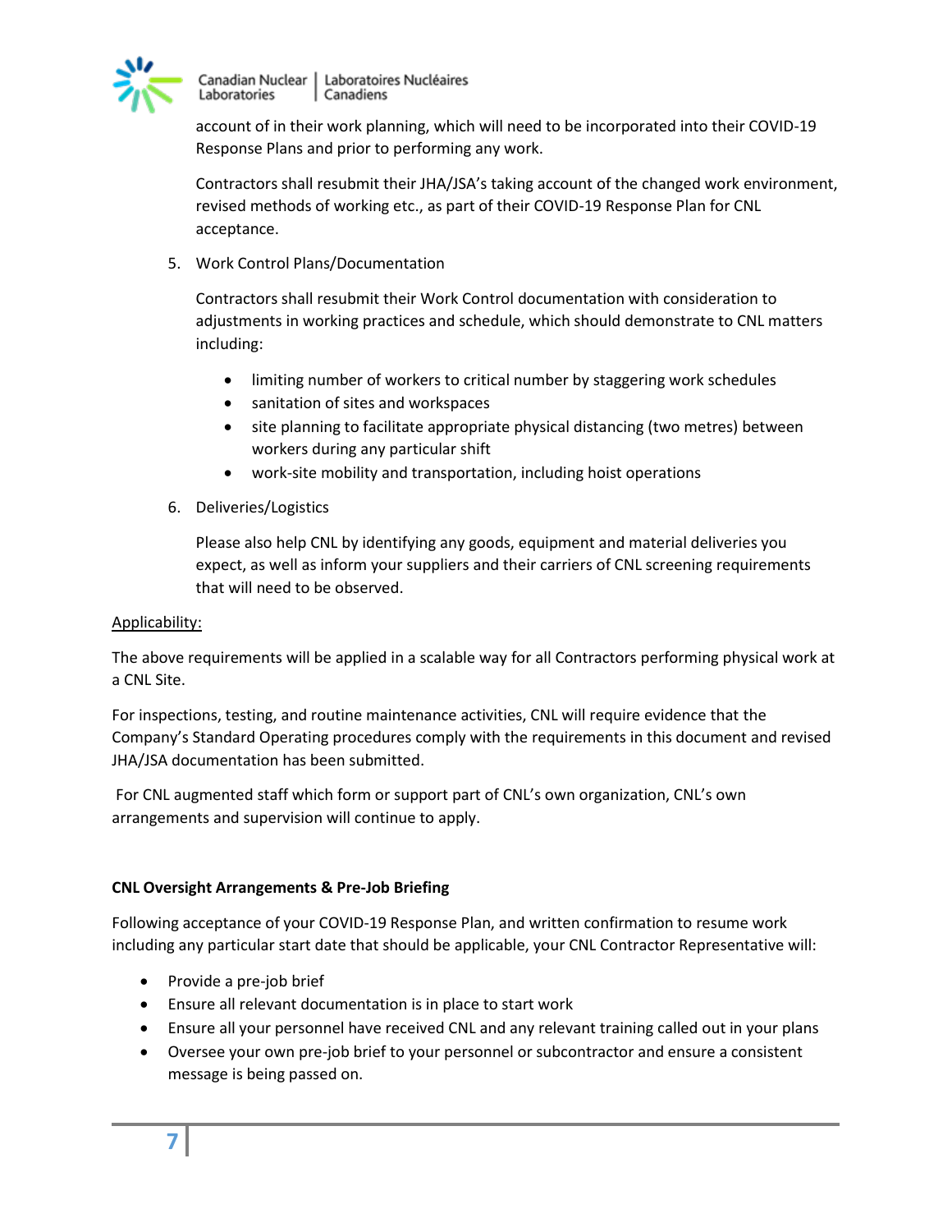account of in their work planning, which will need to be incorporated into their COVID-19 Response Plans and prior to performing any work.

Contractors shall resubmit their JHA/JSA's taking account of the changed work environment, revised methods of working etc., as part of their COVID-19 Response Plan for CNL acceptance.

5. Work Control Plans/Documentation

   Contractors shall resubmit their Work Control documentation with consideration to adjustments in working practices and schedule, which should demonstrate to CNL matters including:

   - limiting number of workers to critical number by staggering work schedules
   - sanitation of sites and workspaces
   - site planning to facilitate appropriate physical distancing (two metres) between workers during any particular shift
   - work-site mobility and transportation, including hoist operations

6. Deliveries/Logistics

   Please also help CNL by identifying any goods, equipment and material deliveries you expect, as well as inform your suppliers and their carriers of CNL screening requirements that will need to be observed.

<u>Applicability:</u>

The above requirements will be applied in a scalable way for all Contractors performing physical work at a CNL Site.

For inspections, testing, and routine maintenance activities, CNL will require evidence that the Company's Standard Operating procedures comply with the requirements in this document and revised JHA/JSA documentation has been submitted.

For CNL augmented staff which form or support part of CNL's own organization, CNL's own arrangements and supervision will continue to apply.

**CNL Oversight Arrangements & Pre-Job Briefing**

Following acceptance of your COVID-19 Response Plan, and written confirmation to resume work including any particular start date that should be applicable, your CNL Contractor Representative will:

- Provide a pre-job brief
- Ensure all relevant documentation is in place to start work
- Ensure all your personnel have received CNL and any relevant training called out in your plans
- Oversee your own pre-job brief to your personnel or subcontractor and ensure a consistent message is being passed on.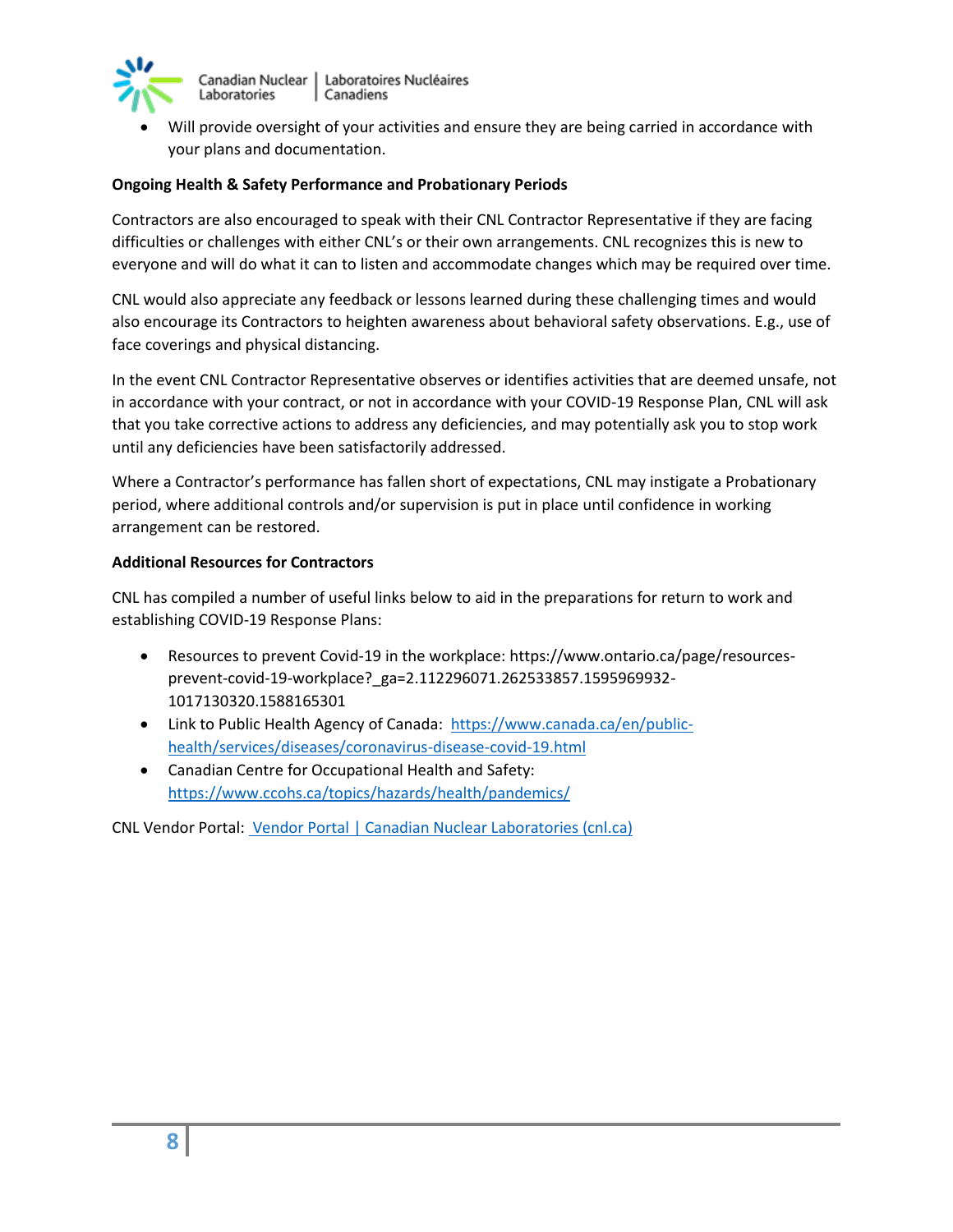- Will provide oversight of your activities and ensure they are being carried in accordance with your plans and documentation.

**Ongoing Health & Safety Performance and Probationary Periods**

Contractors are also encouraged to speak with their CNL Contractor Representative if they are facing difficulties or challenges with either CNL's or their own arrangements. CNL recognizes this is new to everyone and will do what it can to listen and accommodate changes which may be required over time.

CNL would also appreciate any feedback or lessons learned during these challenging times and would also encourage its Contractors to heighten awareness about behavioral safety observations. E.g., use of face coverings and physical distancing.

In the event CNL Contractor Representative observes or identifies activities that are deemed unsafe, not in accordance with your contract, or not in accordance with your COVID-19 Response Plan, CNL will ask that you take corrective actions to address any deficiencies, and may potentially ask you to stop work until any deficiencies have been satisfactorily addressed.

Where a Contractor's performance has fallen short of expectations, CNL may instigate a Probationary period, where additional controls and/or supervision is put in place until confidence in working arrangement can be restored.

**Additional Resources for Contractors**

CNL has compiled a number of useful links below to aid in the preparations for return to work and establishing COVID-19 Response Plans:

- Resources to prevent Covid-19 in the workplace: https://www.ontario.ca/page/resources-prevent-covid-19-workplace?_ga=2.112296071.262533857.1595969932-1017130320.1588165301
- Link to Public Health Agency of Canada: https://www.canada.ca/en/public-health/services/diseases/coronavirus-disease-covid-19.html
- Canadian Centre for Occupational Health and Safety: https://www.ccohs.ca/topics/hazards/health/pandemics/

CNL Vendor Portal: Vendor Portal | Canadian Nuclear Laboratories (cnl.ca)